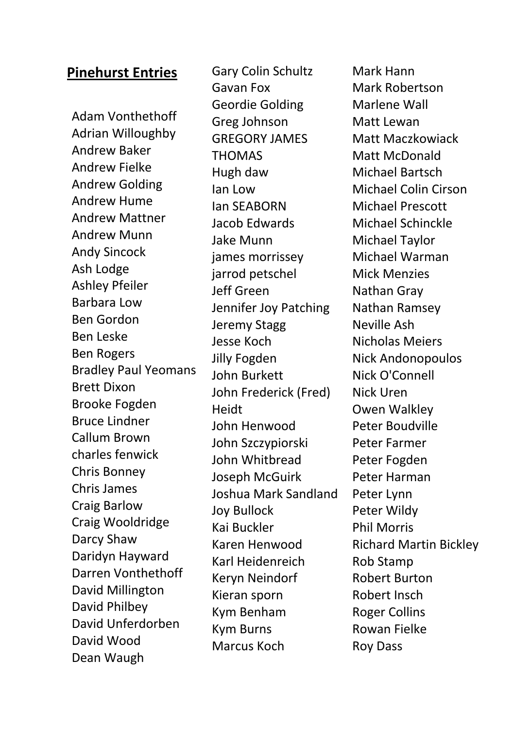## Pinehurst Entries

Adam Vonthethoff
Adrian Willoughby
Andrew Baker
Andrew Fielke
Andrew Golding
Andrew Hume
Andrew Mattner
Andrew Munn
Andy Sincock
Ash Lodge
Ashley Pfeiler
Barbara Low
Ben Gordon
Ben Leske
Ben Rogers
Bradley Paul Yeomans
Brett Dixon
Brooke Fogden
Bruce Lindner
Callum Brown
charles fenwick
Chris Bonney
Chris James
Craig Barlow
Craig Wooldridge
Darcy Shaw
Daridyn Hayward
Darren Vonthethoff
David Millington
David Philbey
David Unferdorben
David Wood
Dean Waugh
Gary Colin Schultz
Gavan Fox
Geordie Golding
Greg Johnson
GREGORY JAMES THOMAS
Hugh daw
Ian Low
Ian SEABORN
Jacob Edwards
Jake Munn
james morrissey
jarrod petschel
Jeff Green
Jennifer Joy Patching
Jeremy Stagg
Jesse Koch
Jilly Fogden
John Burkett
John Frederick (Fred) Heidt
John Henwood
John Szczypiorski
John Whitbread
Joseph McGuirk
Joshua Mark Sandland
Joy Bullock
Kai Buckler
Karen Henwood
Karl Heidenreich
Keryn Neindorf
Kieran sporn
Kym Benham
Kym Burns
Marcus Koch
Mark Hann
Mark Robertson
Marlene Wall
Matt Lewan
Matt Maczkowiack
Matt McDonald
Michael Bartsch
Michael Colin Cirson
Michael Prescott
Michael Schinckle
Michael Taylor
Michael Warman
Mick Menzies
Nathan Gray
Nathan Ramsey
Neville Ash
Nicholas Meiers
Nick Andonopoulos
Nick O'Connell
Nick Uren
Owen Walkley
Peter Boudville
Peter Farmer
Peter Fogden
Peter Harman
Peter Lynn
Peter Wildy
Phil Morris
Richard Martin Bickley
Rob Stamp
Robert Burton
Robert Insch
Roger Collins
Rowan Fielke
Roy Dass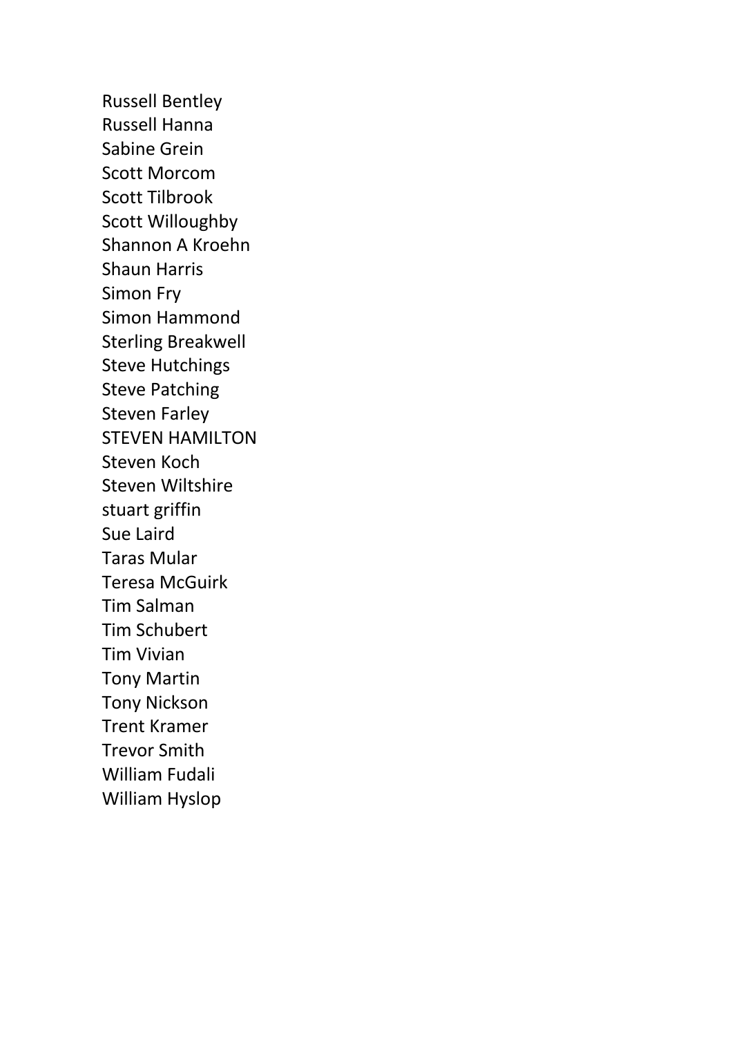Russell Bentley
Russell Hanna
Sabine Grein
Scott Morcom
Scott Tilbrook
Scott Willoughby
Shannon A Kroehn
Shaun Harris
Simon Fry
Simon Hammond
Sterling Breakwell
Steve Hutchings
Steve Patching
Steven Farley
STEVEN HAMILTON
Steven Koch
Steven Wiltshire
stuart griffin
Sue Laird
Taras Mular
Teresa McGuirk
Tim Salman
Tim Schubert
Tim Vivian
Tony Martin
Tony Nickson
Trent Kramer
Trevor Smith
William Fudali
William Hyslop